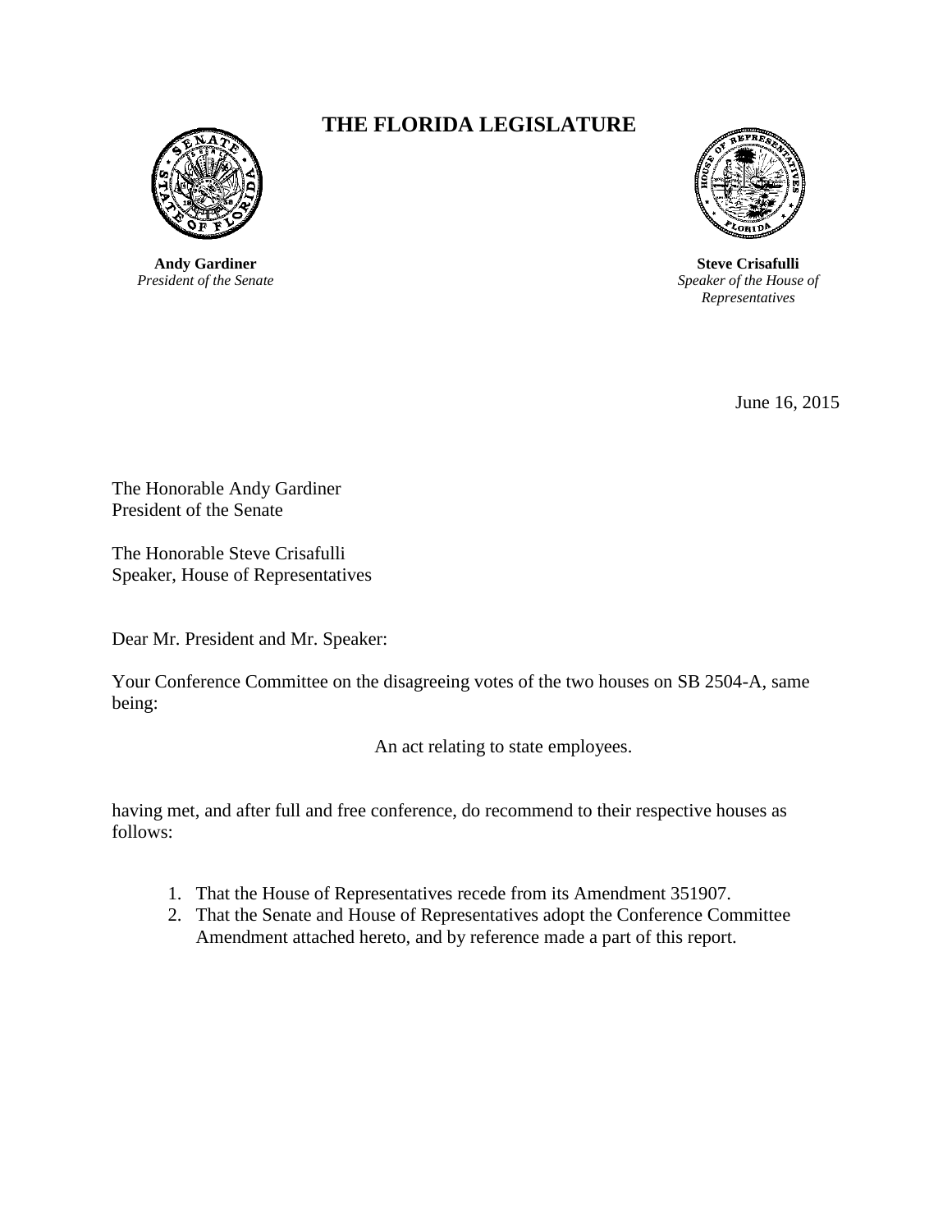# THE FLORIDA LEGISLATURE

**Andy Gardiner**
*President of the Senate*

**Steve Crisafulli**
*Speaker of the House of Representatives*

June 16, 2015

The Honorable Andy Gardiner
President of the Senate

The Honorable Steve Crisafulli
Speaker, House of Representatives

Dear Mr. President and Mr. Speaker:

Your Conference Committee on the disagreeing votes of the two houses on SB 2504-A, same being:

An act relating to state employees.

having met, and after full and free conference, do recommend to their respective houses as follows:

1. That the House of Representatives recede from its Amendment 351907.
2. That the Senate and House of Representatives adopt the Conference Committee Amendment attached hereto, and by reference made a part of this report.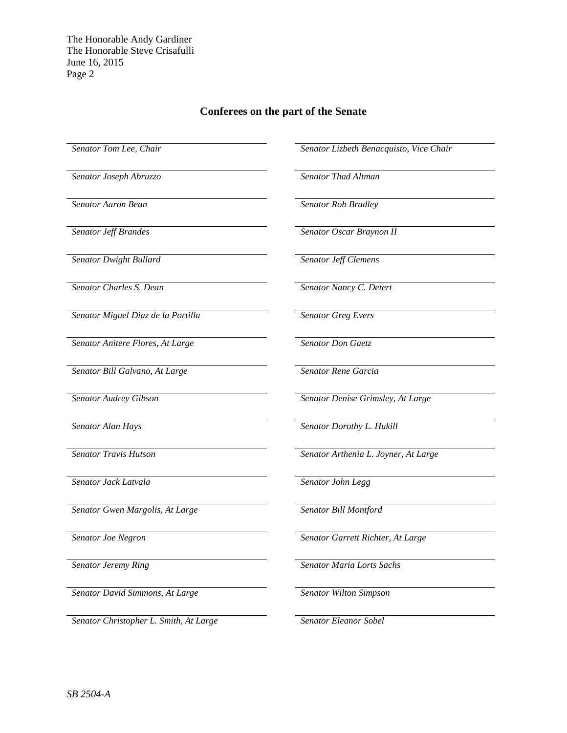The Honorable Andy Gardiner
The Honorable Steve Crisafulli
June 16, 2015

## Conferees on the part of the Senate

| | |
|---|---|
| *Senator Tom Lee, Chair* | *Senator Lizbeth Benacquisto, Vice Chair* |
| *Senator Joseph Abruzzo* | *Senator Thad Altman* |
| *Senator Aaron Bean* | *Senator Rob Bradley* |
| *Senator Jeff Brandes* | *Senator Oscar Braynon II* |
| *Senator Dwight Bullard* | *Senator Jeff Clemens* |
| *Senator Charles S. Dean* | *Senator Nancy C. Detert* |
| *Senator Miguel Diaz de la Portilla* | *Senator Greg Evers* |
| *Senator Anitere Flores, At Large* | *Senator Don Gaetz* |
| *Senator Bill Galvano, At Large* | *Senator Rene Garcia* |
| *Senator Audrey Gibson* | *Senator Denise Grimsley, At Large* |
| *Senator Alan Hays* | *Senator Dorothy L. Hukill* |
| *Senator Travis Hutson* | *Senator Arthenia L. Joyner, At Large* |
| *Senator Jack Latvala* | *Senator John Legg* |
| *Senator Gwen Margolis, At Large* | *Senator Bill Montford* |
| *Senator Joe Negron* | *Senator Garrett Richter, At Large* |
| *Senator Jeremy Ring* | *Senator Maria Lorts Sachs* |
| *Senator David Simmons, At Large* | *Senator Wilton Simpson* |
| *Senator Christopher L. Smith, At Large* | *Senator Eleanor Sobel* |

*SB 2504-A*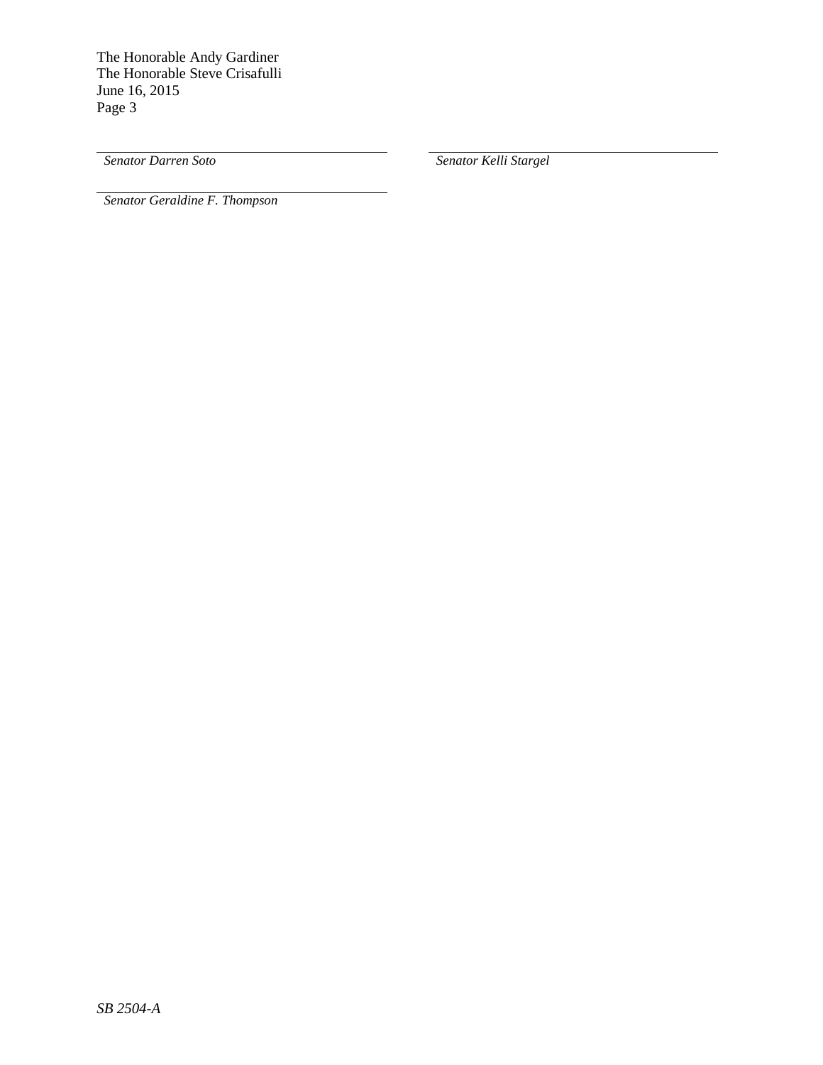*Senator Darren Soto*

*Senator Kelli Stargel*

*Senator Geraldine F. Thompson*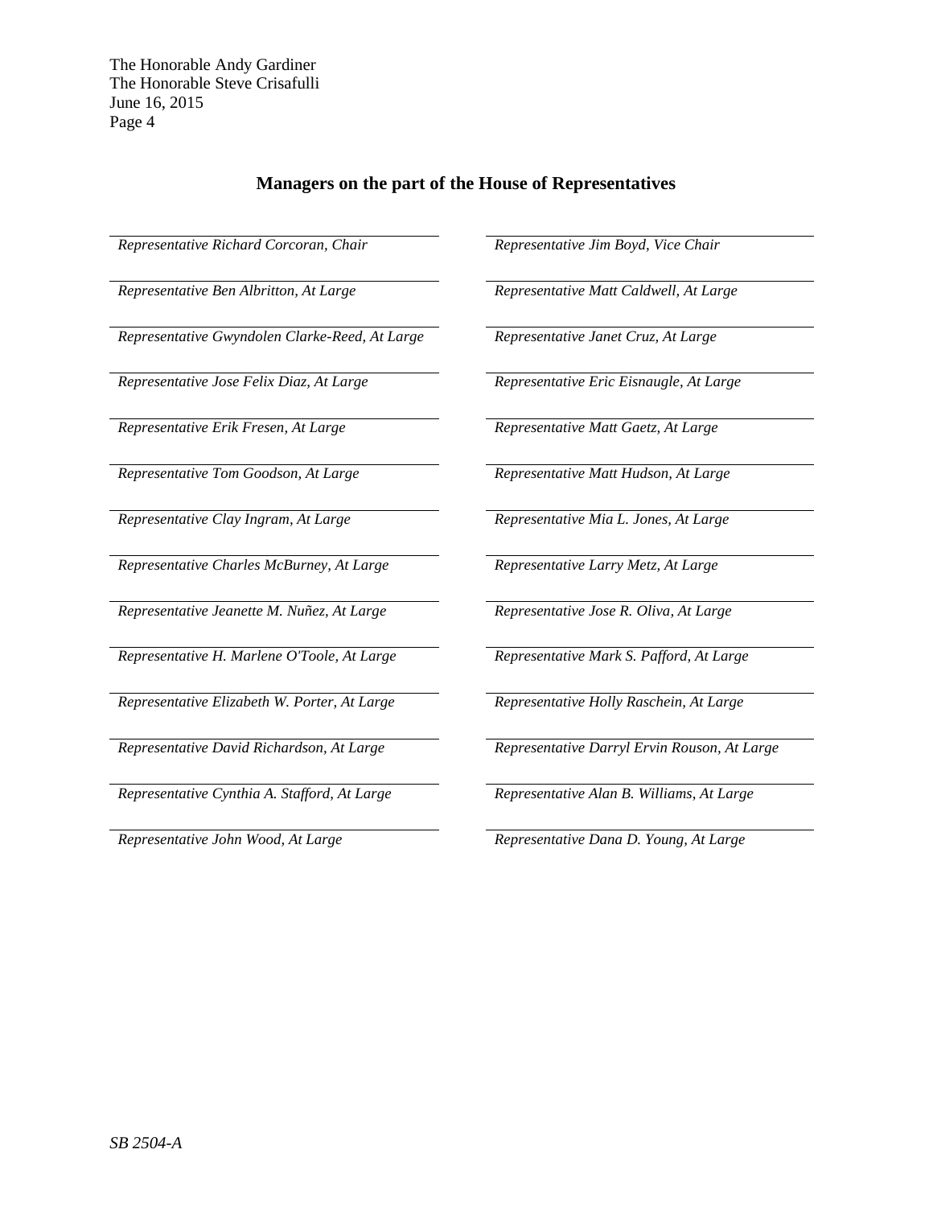## Managers on the part of the House of Representatives

| | |
|---|---|
| *Representative Richard Corcoran, Chair* | *Representative Jim Boyd, Vice Chair* |
| *Representative Ben Albritton, At Large* | *Representative Matt Caldwell, At Large* |
| *Representative Gwyndolen Clarke-Reed, At Large* | *Representative Janet Cruz, At Large* |
| *Representative Jose Felix Diaz, At Large* | *Representative Eric Eisnaugle, At Large* |
| *Representative Erik Fresen, At Large* | *Representative Matt Gaetz, At Large* |
| *Representative Tom Goodson, At Large* | *Representative Matt Hudson, At Large* |
| *Representative Clay Ingram, At Large* | *Representative Mia L. Jones, At Large* |
| *Representative Charles McBurney, At Large* | *Representative Larry Metz, At Large* |
| *Representative Jeanette M. Nuñez, At Large* | *Representative Jose R. Oliva, At Large* |
| *Representative H. Marlene O'Toole, At Large* | *Representative Mark S. Pafford, At Large* |
| *Representative Elizabeth W. Porter, At Large* | *Representative Holly Raschein, At Large* |
| *Representative David Richardson, At Large* | *Representative Darryl Ervin Rouson, At Large* |
| *Representative Cynthia A. Stafford, At Large* | *Representative Alan B. Williams, At Large* |
| *Representative John Wood, At Large* | *Representative Dana D. Young, At Large* |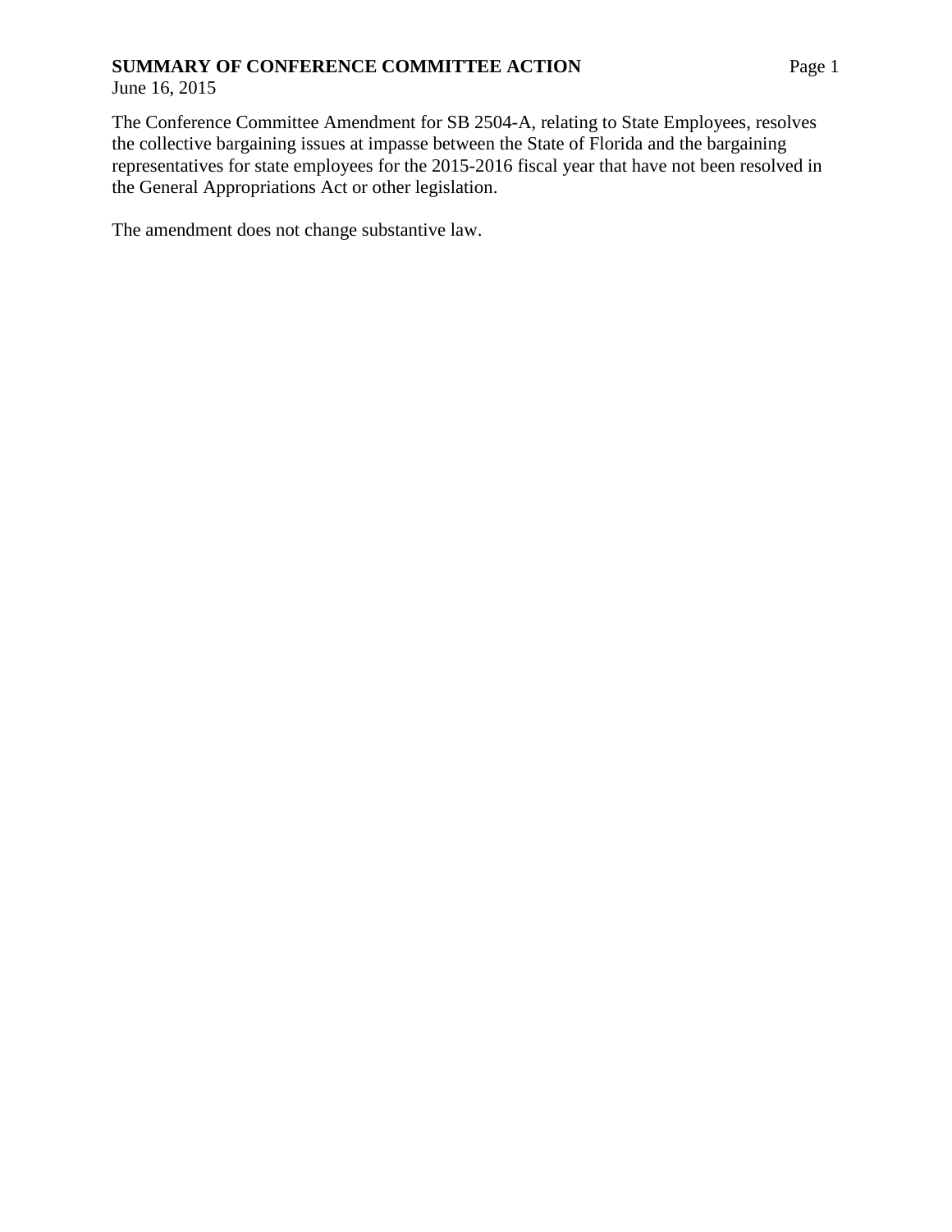**SUMMARY OF CONFERENCE COMMITTEE ACTION**

June 16, 2015

The Conference Committee Amendment for SB 2504-A, relating to State Employees, resolves the collective bargaining issues at impasse between the State of Florida and the bargaining representatives for state employees for the 2015-2016 fiscal year that have not been resolved in the General Appropriations Act or other legislation.

The amendment does not change substantive law.